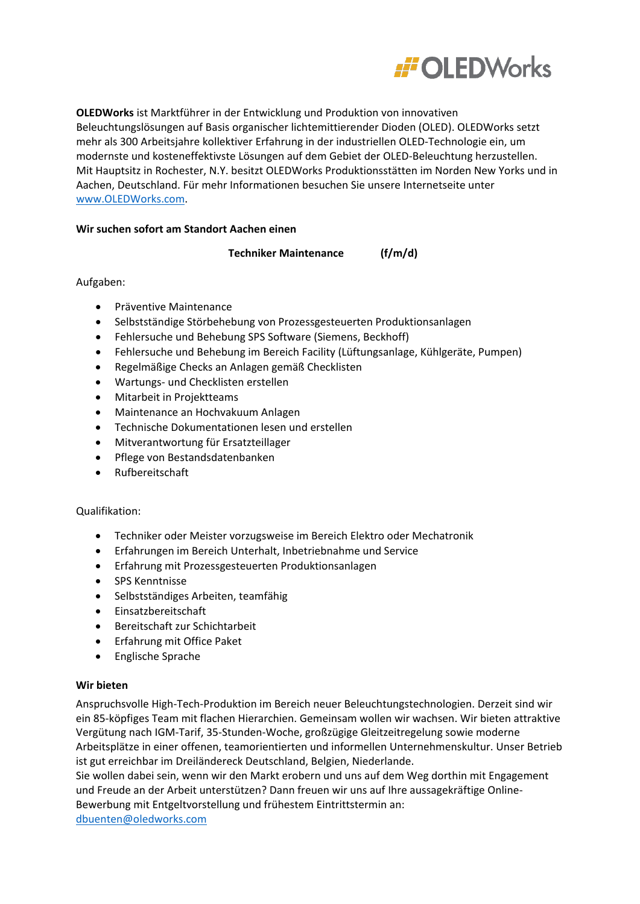OLEDWorks

**OLEDWorks** ist Marktführer in der Entwicklung und Produktion von innovativen Beleuchtungslösungen auf Basis organischer lichtemittierender Dioden (OLED). OLEDWorks setzt mehr als 300 Arbeitsjahre kollektiver Erfahrung in der industriellen OLED-Technologie ein, um modernste und kosteneffektivste Lösungen auf dem Gebiet der OLED-Beleuchtung herzustellen. Mit Hauptsitz in Rochester, N.Y. besitzt OLEDWorks Produktionsstätten im Norden New Yorks und in Aachen, Deutschland. Für mehr Informationen besuchen Sie unsere Internetseite unter [www.OLEDWorks.com](http://www.OLEDWorks.com).

**Wir suchen sofort am Standort Aachen einen**

**Techniker Maintenance (f/m/d)**

Aufgaben:

- Präventive Maintenance
- Selbstständige Störbehebung von Prozessgesteuerten Produktionsanlagen
- Fehlersuche und Behebung SPS Software (Siemens, Beckhoff)
- Fehlersuche und Behebung im Bereich Facility (Lüftungsanlage, Kühlgeräte, Pumpen)
- Regelmäßige Checks an Anlagen gemäß Checklisten
- Wartungs- und Checklisten erstellen
- Mitarbeit in Projektteams
- Maintenance an Hochvakuum Anlagen
- Technische Dokumentationen lesen und erstellen
- Mitverantwortung für Ersatzteillager
- Pflege von Bestandsdatenbanken
- Rufbereitschaft

Qualifikation:

- Techniker oder Meister vorzugsweise im Bereich Elektro oder Mechatronik
- Erfahrungen im Bereich Unterhalt, Inbetriebnahme und Service
- Erfahrung mit Prozessgesteuerten Produktionsanlagen
- SPS Kenntnisse
- Selbstständiges Arbeiten, teamfähig
- Einsatzbereitschaft
- Bereitschaft zur Schichtarbeit
- Erfahrung mit Office Paket
- Englische Sprache

**Wir bieten**

Anspruchsvolle High-Tech-Produktion im Bereich neuer Beleuchtungstechnologien. Derzeit sind wir ein 85-köpfiges Team mit flachen Hierarchien. Gemeinsam wollen wir wachsen. Wir bieten attraktive Vergütung nach IGM-Tarif, 35-Stunden-Woche, großzügige Gleitzeitregelung sowie moderne Arbeitsplätze in einer offenen, teamorientierten und informellen Unternehmenskultur. Unser Betrieb ist gut erreichbar im Dreiländereck Deutschland, Belgien, Niederlande.

Sie wollen dabei sein, wenn wir den Markt erobern und uns auf dem Weg dorthin mit Engagement und Freude an der Arbeit unterstützen? Dann freuen wir uns auf Ihre aussagekräftige Online-Bewerbung mit Entgeltvorstellung und frühestem Eintrittstermin an:
[dbuenten@oledworks.com](mailto:dbuenten@oledworks.com)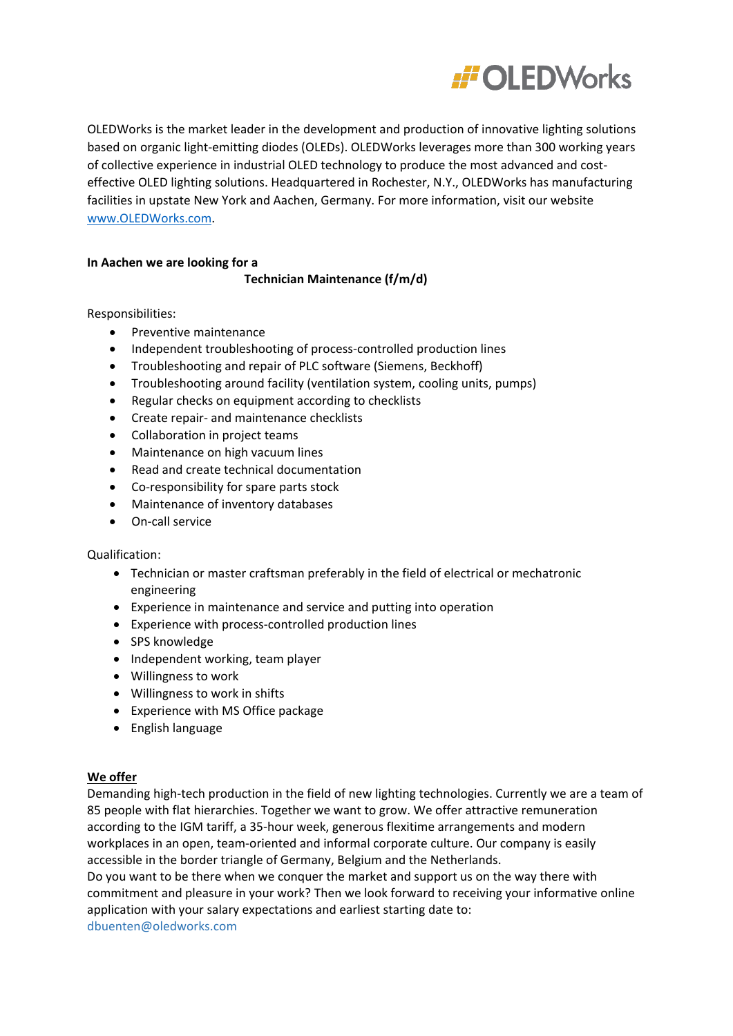OLEDWorks is the market leader in the development and production of innovative lighting solutions based on organic light-emitting diodes (OLEDs). OLEDWorks leverages more than 300 working years of collective experience in industrial OLED technology to produce the most advanced and cost-effective OLED lighting solutions. Headquartered in Rochester, N.Y., OLEDWorks has manufacturing facilities in upstate New York and Aachen, Germany. For more information, visit our website [www.OLEDWorks.com](http://www.OLEDWorks.com).

**In Aachen we are looking for a**

**Technician Maintenance (f/m/d)**

Responsibilities:

- Preventive maintenance
- Independent troubleshooting of process-controlled production lines
- Troubleshooting and repair of PLC software (Siemens, Beckhoff)
- Troubleshooting around facility (ventilation system, cooling units, pumps)
- Regular checks on equipment according to checklists
- Create repair- and maintenance checklists
- Collaboration in project teams
- Maintenance on high vacuum lines
- Read and create technical documentation
- Co-responsibility for spare parts stock
- Maintenance of inventory databases
- On-call service

Qualification:

- Technician or master craftsman preferably in the field of electrical or mechatronic engineering
- Experience in maintenance and service and putting into operation
- Experience with process-controlled production lines
- SPS knowledge
- Independent working, team player
- Willingness to work
- Willingness to work in shifts
- Experience with MS Office package
- English language

**We offer**

Demanding high-tech production in the field of new lighting technologies. Currently we are a team of 85 people with flat hierarchies. Together we want to grow. We offer attractive remuneration according to the IGM tariff, a 35-hour week, generous flexitime arrangements and modern workplaces in an open, team-oriented and informal corporate culture. Our company is easily accessible in the border triangle of Germany, Belgium and the Netherlands.

Do you want to be there when we conquer the market and support us on the way there with commitment and pleasure in your work? Then we look forward to receiving your informative online application with your salary expectations and earliest starting date to:

dbuenten@oledworks.com